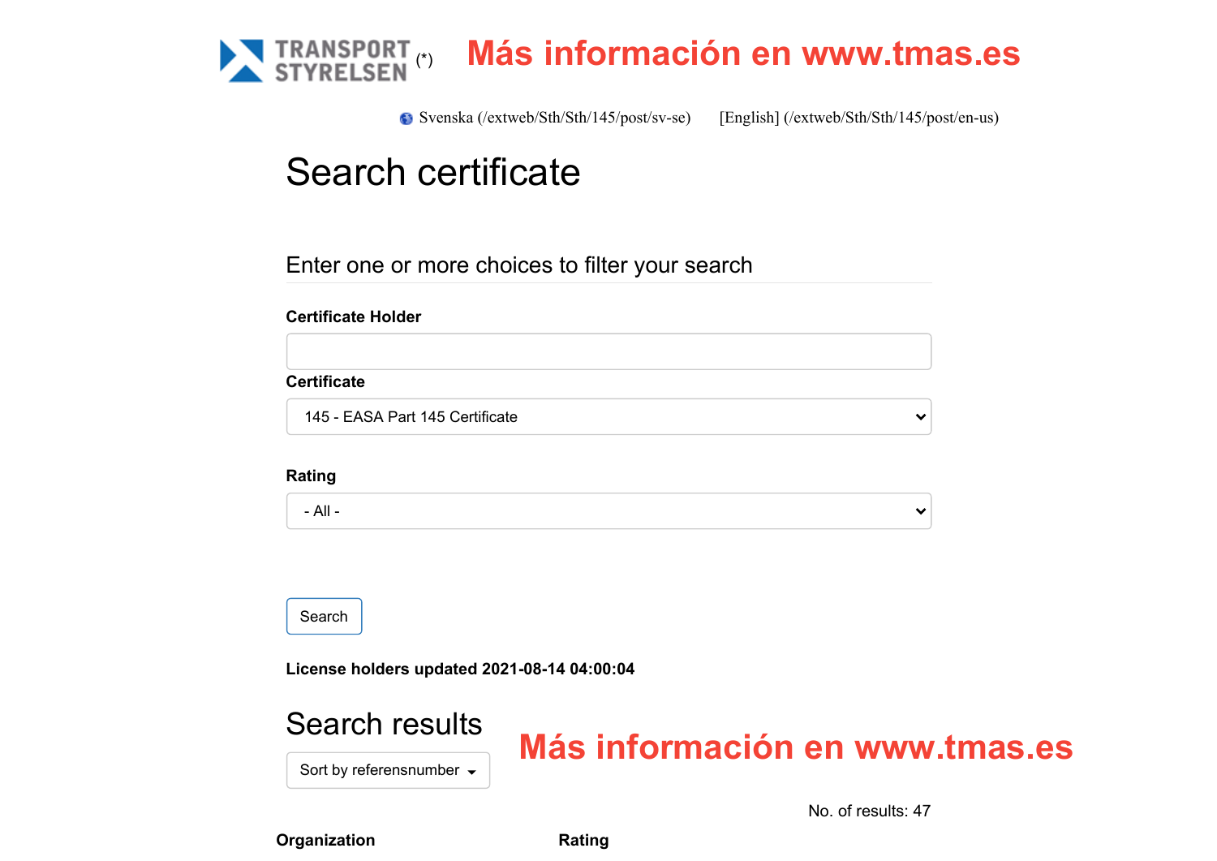TRANSPORT STYRELSEN (*) **Más información en www.tmas.es**

Svenska (/extweb/Sth/Sth/145/post/sv-se) [English] (/extweb/Sth/Sth/145/post/en-us)

# Search certificate

## Enter one or more choices to filter your search

**Certificate Holder**

**Certificate**

145 - EASA Part 145 Certificate

**Rating**

- All -

Search

**License holders updated 2021-08-14 04:00:04**

## Search results

**Más información en www.tmas.es**

Sort by referensnumber

No. of results: 47

| Organization | Rating |
| --- | --- |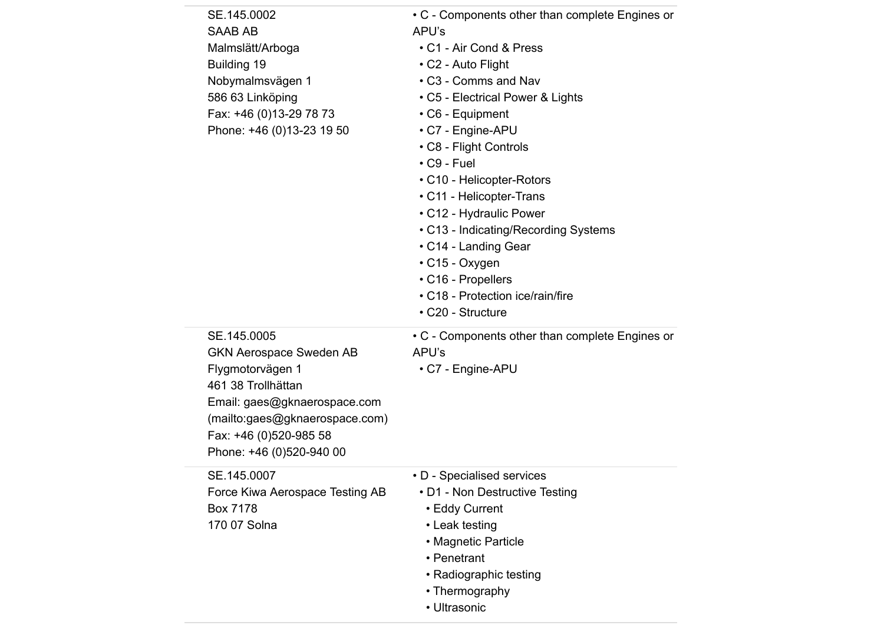| | |
|---|---|
| SE.145.0002<br>SAAB AB<br>Malmslätt/Arboga<br>Building 19<br>Nobymalmsvägen 1<br>586 63 Linköping<br>Fax: +46 (0)13-29 78 73<br>Phone: +46 (0)13-23 19 50 | • C - Components other than complete Engines or APU's<br>• C1 - Air Cond & Press<br>• C2 - Auto Flight<br>• C3 - Comms and Nav<br>• C5 - Electrical Power & Lights<br>• C6 - Equipment<br>• C7 - Engine-APU<br>• C8 - Flight Controls<br>• C9 - Fuel<br>• C10 - Helicopter-Rotors<br>• C11 - Helicopter-Trans<br>• C12 - Hydraulic Power<br>• C13 - Indicating/Recording Systems<br>• C14 - Landing Gear<br>• C15 - Oxygen<br>• C16 - Propellers<br>• C18 - Protection ice/rain/fire<br>• C20 - Structure |
| SE.145.0005<br>GKN Aerospace Sweden AB<br>Flygmotorvägen 1<br>461 38 Trollhättan<br>Email: gaes@gknaerospace.com (mailto:gaes@gknaerospace.com)<br>Fax: +46 (0)520-985 58<br>Phone: +46 (0)520-940 00 | • C - Components other than complete Engines or APU's<br>• C7 - Engine-APU |
| SE.145.0007<br>Force Kiwa Aerospace Testing AB<br>Box 7178<br>170 07 Solna | • D - Specialised services<br>• D1 - Non Destructive Testing<br>• Eddy Current<br>• Leak testing<br>• Magnetic Particle<br>• Penetrant<br>• Radiographic testing<br>• Thermography<br>• Ultrasonic |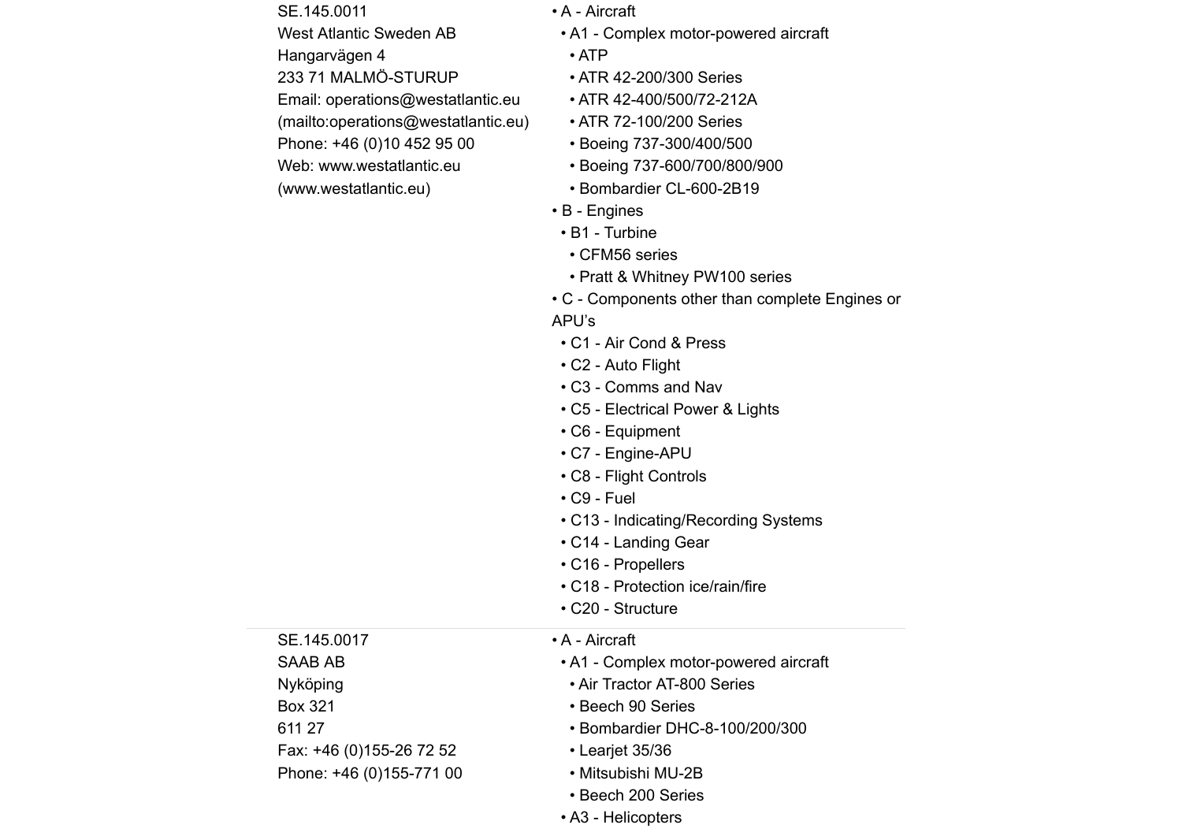| | |
|---|---|
| SE.145.0011<br>West Atlantic Sweden AB<br>Hangarvägen 4<br>233 71 MALMÖ-STURUP<br>Email: operations@westatlantic.eu (mailto:operations@westatlantic.eu)<br>Phone: +46 (0)10 452 95 00<br>Web: www.westatlantic.eu (www.westatlantic.eu) | • A - Aircraft<br>  • A1 - Complex motor-powered aircraft<br>    • ATP<br>    • ATR 42-200/300 Series<br>    • ATR 42-400/500/72-212A<br>    • ATR 72-100/200 Series<br>    • Boeing 737-300/400/500<br>    • Boeing 737-600/700/800/900<br>    • Bombardier CL-600-2B19<br>• B - Engines<br>  • B1 - Turbine<br>    • CFM56 series<br>    • Pratt & Whitney PW100 series<br>• C - Components other than complete Engines or APU's<br>  • C1 - Air Cond & Press<br>  • C2 - Auto Flight<br>  • C3 - Comms and Nav<br>  • C5 - Electrical Power & Lights<br>  • C6 - Equipment<br>  • C7 - Engine-APU<br>  • C8 - Flight Controls<br>  • C9 - Fuel<br>  • C13 - Indicating/Recording Systems<br>  • C14 - Landing Gear<br>  • C16 - Propellers<br>  • C18 - Protection ice/rain/fire<br>  • C20 - Structure |
| SE.145.0017<br>SAAB AB<br>Nyköping<br>Box 321<br>611 27<br>Fax: +46 (0)155-26 72 52<br>Phone: +46 (0)155-771 00 | • A - Aircraft<br>  • A1 - Complex motor-powered aircraft<br>    • Air Tractor AT-800 Series<br>    • Beech 90 Series<br>    • Bombardier DHC-8-100/200/300<br>    • Learjet 35/36<br>    • Mitsubishi MU-2B<br>    • Beech 200 Series<br>  • A3 - Helicopters |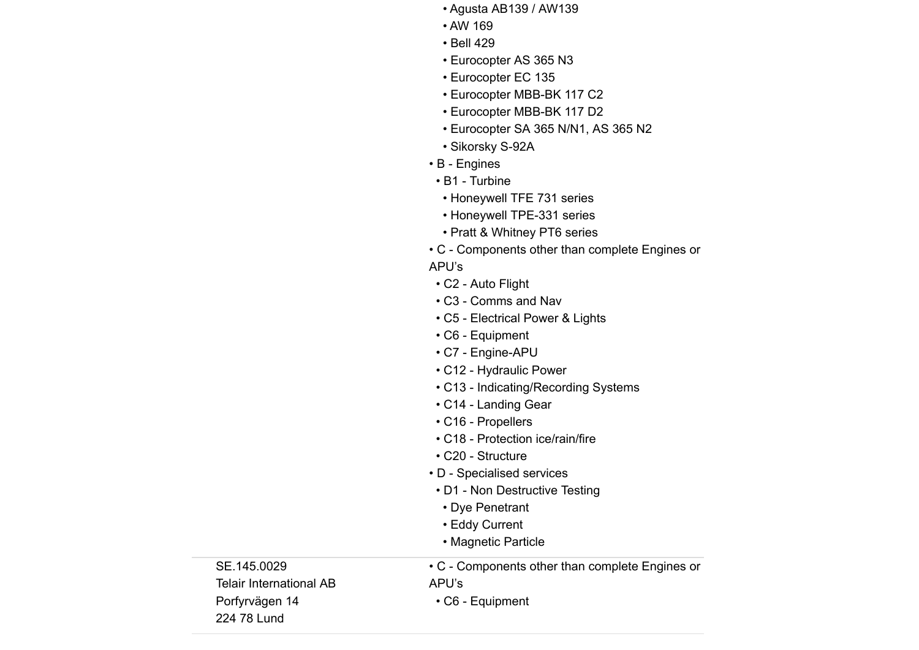| | |
|---|---|
| | • Agusta AB139 / AW139<br>• AW 169<br>• Bell 429<br>• Eurocopter AS 365 N3<br>• Eurocopter EC 135<br>• Eurocopter MBB-BK 117 C2<br>• Eurocopter MBB-BK 117 D2<br>• Eurocopter SA 365 N/N1, AS 365 N2<br>• Sikorsky S-92A<br>• B - Engines<br>• B1 - Turbine<br>• Honeywell TFE 731 series<br>• Honeywell TPE-331 series<br>• Pratt & Whitney PT6 series<br>• C - Components other than complete Engines or APU's<br>• C2 - Auto Flight<br>• C3 - Comms and Nav<br>• C5 - Electrical Power & Lights<br>• C6 - Equipment<br>• C7 - Engine-APU<br>• C12 - Hydraulic Power<br>• C13 - Indicating/Recording Systems<br>• C14 - Landing Gear<br>• C16 - Propellers<br>• C18 - Protection ice/rain/fire<br>• C20 - Structure<br>• D - Specialised services<br>• D1 - Non Destructive Testing<br>• Dye Penetrant<br>• Eddy Current<br>• Magnetic Particle |
| SE.145.0029<br>Telair International AB<br>Porfyrvägen 14<br>224 78 Lund | • C - Components other than complete Engines or APU's<br>• C6 - Equipment |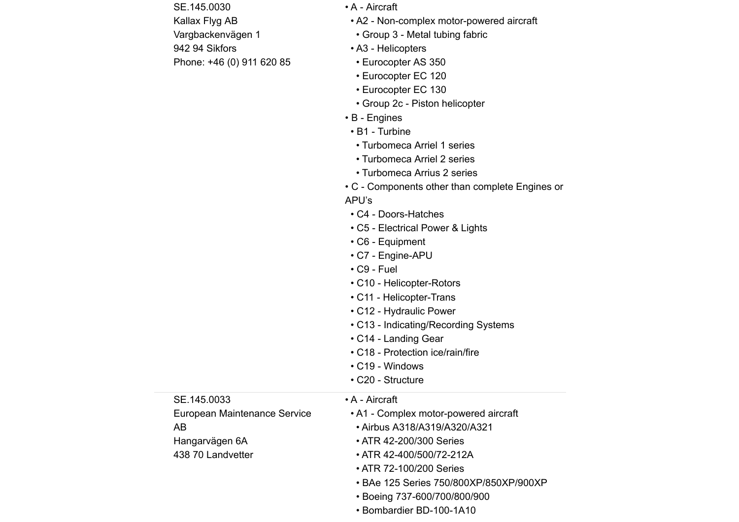| | |
|---|---|
| SE.145.0030<br>Kallax Flyg AB<br>Vargbackenvägen 1<br>942 94 Sikfors<br>Phone: +46 (0) 911 620 85 | • A - Aircraft<br>  • A2 - Non-complex motor-powered aircraft<br>    • Group 3 - Metal tubing fabric<br>  • A3 - Helicopters<br>    • Eurocopter AS 350<br>    • Eurocopter EC 120<br>    • Eurocopter EC 130<br>    • Group 2c - Piston helicopter<br>• B - Engines<br>  • B1 - Turbine<br>    • Turbomeca Arriel 1 series<br>    • Turbomeca Arriel 2 series<br>    • Turbomeca Arrius 2 series<br>• C - Components other than complete Engines or APU's<br>  • C4 - Doors-Hatches<br>  • C5 - Electrical Power & Lights<br>  • C6 - Equipment<br>  • C7 - Engine-APU<br>  • C9 - Fuel<br>  • C10 - Helicopter-Rotors<br>  • C11 - Helicopter-Trans<br>  • C12 - Hydraulic Power<br>  • C13 - Indicating/Recording Systems<br>  • C14 - Landing Gear<br>  • C18 - Protection ice/rain/fire<br>  • C19 - Windows<br>  • C20 - Structure |
| SE.145.0033<br>European Maintenance Service AB<br>Hangarvägen 6A<br>438 70 Landvetter | • A - Aircraft<br>  • A1 - Complex motor-powered aircraft<br>    • Airbus A318/A319/A320/A321<br>    • ATR 42-200/300 Series<br>    • ATR 42-400/500/72-212A<br>    • ATR 72-100/200 Series<br>    • BAe 125 Series 750/800XP/850XP/900XP<br>    • Boeing 737-600/700/800/900<br>    • Bombardier BD-100-1A10 |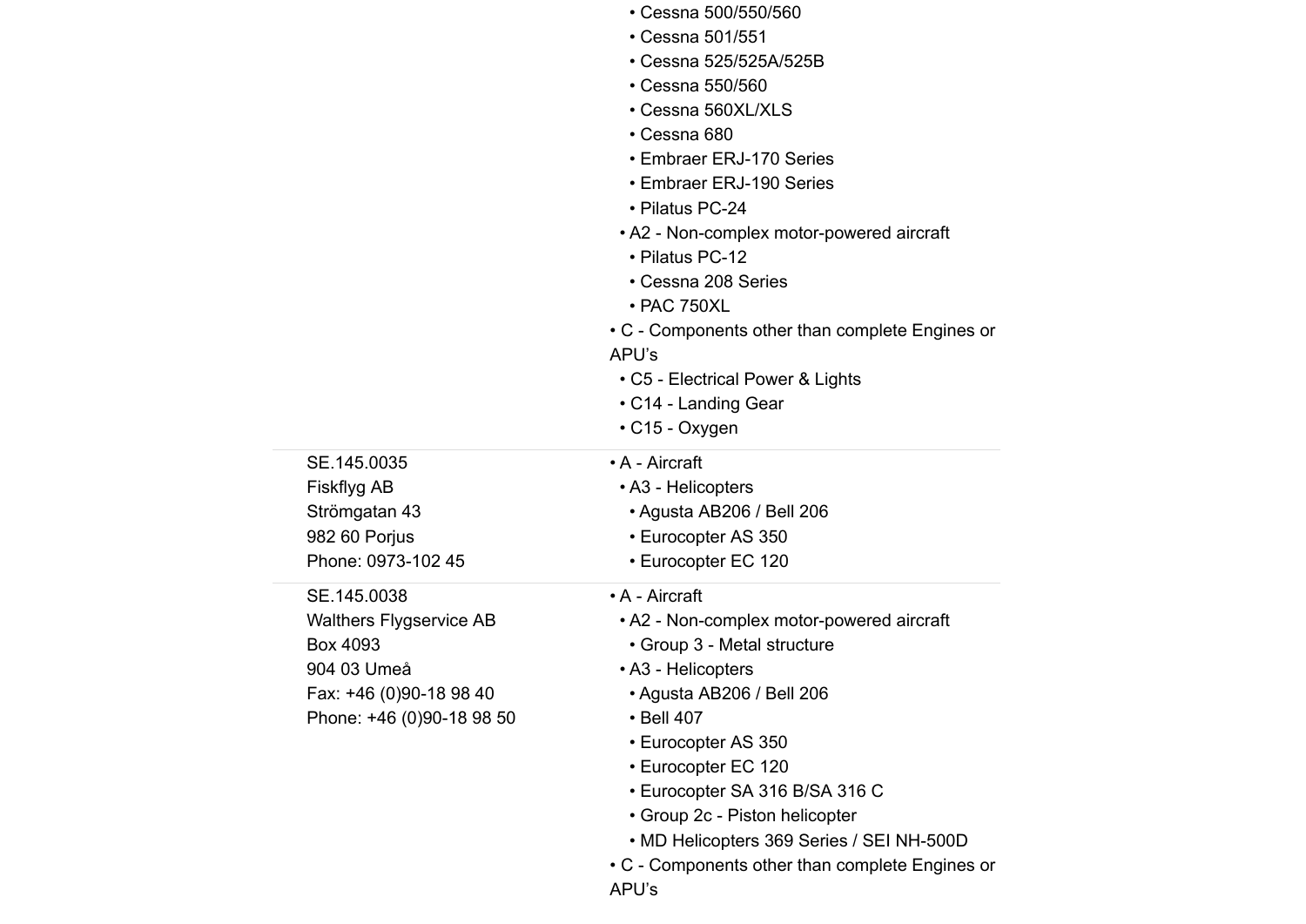| | |
|---|---|
| | • Cessna 500/550/560<br>• Cessna 501/551<br>• Cessna 525/525A/525B<br>• Cessna 550/560<br>• Cessna 560XL/XLS<br>• Cessna 680<br>• Embraer ERJ-170 Series<br>• Embraer ERJ-190 Series<br>• Pilatus PC-24<br>• A2 - Non-complex motor-powered aircraft<br>• Pilatus PC-12<br>• Cessna 208 Series<br>• PAC 750XL<br>• C - Components other than complete Engines or APU's<br>• C5 - Electrical Power & Lights<br>• C14 - Landing Gear<br>• C15 - Oxygen |
| SE.145.0035<br>Fiskflyg AB<br>Strömgatan 43<br>982 60 Porjus<br>Phone: 0973-102 45 | • A - Aircraft<br>• A3 - Helicopters<br>• Agusta AB206 / Bell 206<br>• Eurocopter AS 350<br>• Eurocopter EC 120 |
| SE.145.0038<br>Walthers Flygservice AB<br>Box 4093<br>904 03 Umeå<br>Fax: +46 (0)90-18 98 40<br>Phone: +46 (0)90-18 98 50 | • A - Aircraft<br>• A2 - Non-complex motor-powered aircraft<br>• Group 3 - Metal structure<br>• A3 - Helicopters<br>• Agusta AB206 / Bell 206<br>• Bell 407<br>• Eurocopter AS 350<br>• Eurocopter EC 120<br>• Eurocopter SA 316 B/SA 316 C<br>• Group 2c - Piston helicopter<br>• MD Helicopters 369 Series / SEI NH-500D<br>• C - Components other than complete Engines or APU's |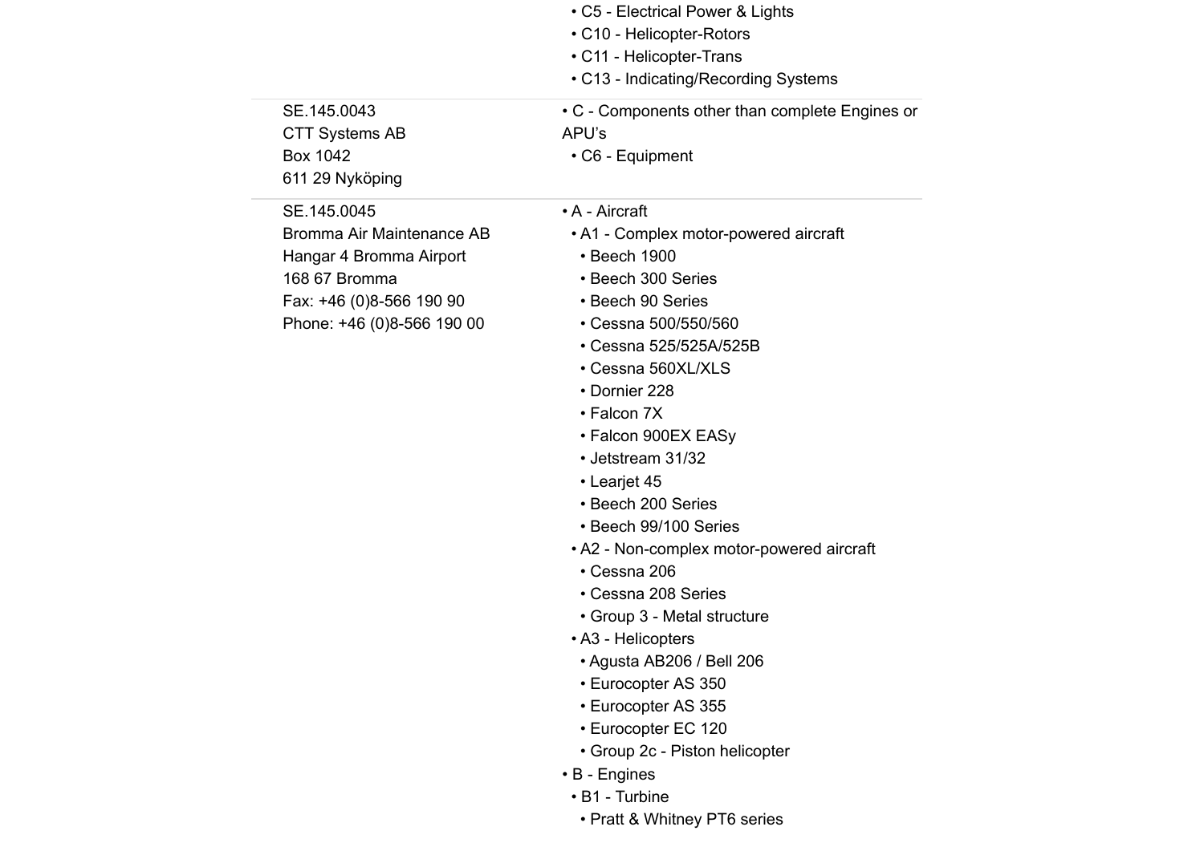| | |
|---|---|
| | • C5 - Electrical Power & Lights<br>• C10 - Helicopter-Rotors<br>• C11 - Helicopter-Trans<br>• C13 - Indicating/Recording Systems |
| SE.145.0043<br>CTT Systems AB<br>Box 1042<br>611 29 Nyköping | • C - Components other than complete Engines or APU's<br>• C6 - Equipment |
| SE.145.0045<br>Bromma Air Maintenance AB<br>Hangar 4 Bromma Airport<br>168 67 Bromma<br>Fax: +46 (0)8-566 190 90<br>Phone: +46 (0)8-566 190 00 | • A - Aircraft<br>• A1 - Complex motor-powered aircraft<br>• Beech 1900<br>• Beech 300 Series<br>• Beech 90 Series<br>• Cessna 500/550/560<br>• Cessna 525/525A/525B<br>• Cessna 560XL/XLS<br>• Dornier 228<br>• Falcon 7X<br>• Falcon 900EX EASy<br>• Jetstream 31/32<br>• Learjet 45<br>• Beech 200 Series<br>• Beech 99/100 Series<br>• A2 - Non-complex motor-powered aircraft<br>• Cessna 206<br>• Cessna 208 Series<br>• Group 3 - Metal structure<br>• A3 - Helicopters<br>• Agusta AB206 / Bell 206<br>• Eurocopter AS 350<br>• Eurocopter AS 355<br>• Eurocopter EC 120<br>• Group 2c - Piston helicopter<br>• B - Engines<br>• B1 - Turbine<br>• Pratt & Whitney PT6 series |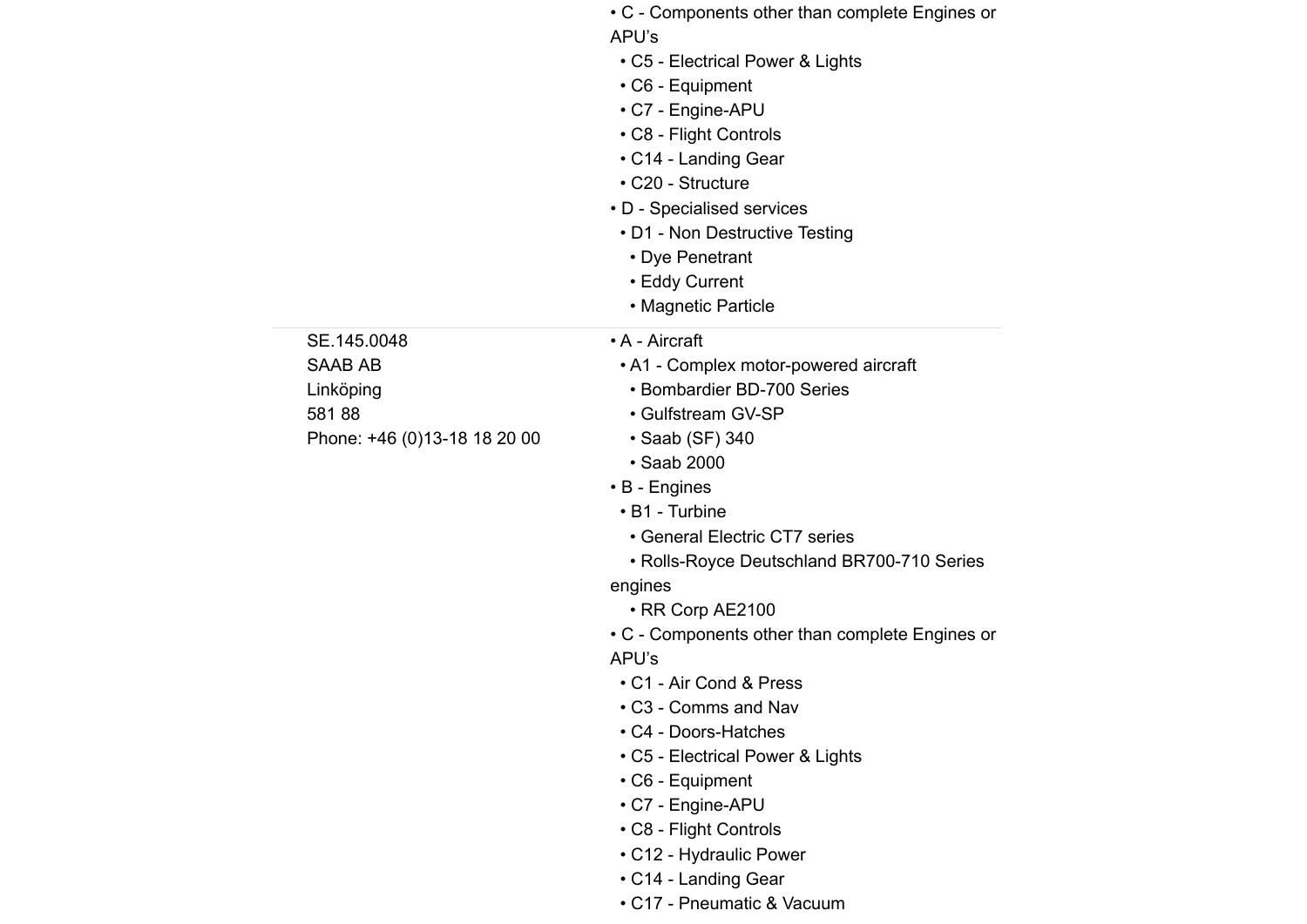| | |
|---|---|
| | • C - Components other than complete Engines or APU's<br>• C5 - Electrical Power & Lights<br>• C6 - Equipment<br>• C7 - Engine-APU<br>• C8 - Flight Controls<br>• C14 - Landing Gear<br>• C20 - Structure<br>• D - Specialised services<br>• D1 - Non Destructive Testing<br>• Dye Penetrant<br>• Eddy Current<br>• Magnetic Particle |
| SE.145.0048<br>SAAB AB<br>Linköping<br>581 88<br>Phone: +46 (0)13-18 18 20 00 | • A - Aircraft<br>• A1 - Complex motor-powered aircraft<br>• Bombardier BD-700 Series<br>• Gulfstream GV-SP<br>• Saab (SF) 340<br>• Saab 2000<br>• B - Engines<br>• B1 - Turbine<br>• General Electric CT7 series<br>• Rolls-Royce Deutschland BR700-710 Series engines<br>• RR Corp AE2100<br>• C - Components other than complete Engines or APU's<br>• C1 - Air Cond & Press<br>• C3 - Comms and Nav<br>• C4 - Doors-Hatches<br>• C5 - Electrical Power & Lights<br>• C6 - Equipment<br>• C7 - Engine-APU<br>• C8 - Flight Controls<br>• C12 - Hydraulic Power<br>• C14 - Landing Gear<br>• C17 - Pneumatic & Vacuum |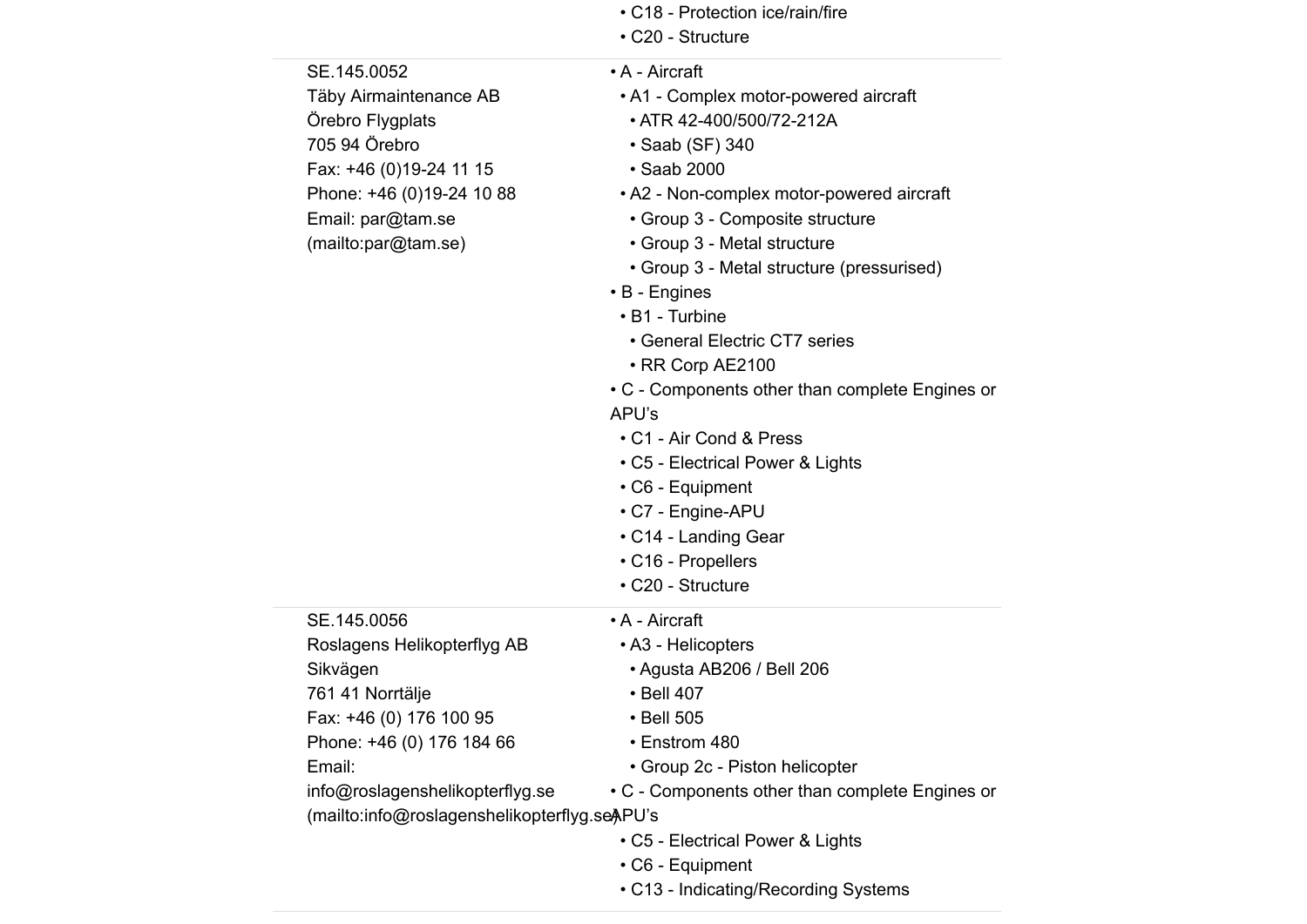| | |
|---|---|
| | • C18 - Protection ice/rain/fire<br>• C20 - Structure |
| SE.145.0052<br>Täby Airmaintenance AB<br>Örebro Flygplats<br>705 94 Örebro<br>Fax: +46 (0)19-24 11 15<br>Phone: +46 (0)19-24 10 88<br>Email: par@tam.se<br>(mailto:par@tam.se) | • A - Aircraft<br>• A1 - Complex motor-powered aircraft<br>• ATR 42-400/500/72-212A<br>• Saab (SF) 340<br>• Saab 2000<br>• A2 - Non-complex motor-powered aircraft<br>• Group 3 - Composite structure<br>• Group 3 - Metal structure<br>• Group 3 - Metal structure (pressurised)<br>• B - Engines<br>• B1 - Turbine<br>• General Electric CT7 series<br>• RR Corp AE2100<br>• C - Components other than complete Engines or APU's<br>• C1 - Air Cond & Press<br>• C5 - Electrical Power & Lights<br>• C6 - Equipment<br>• C7 - Engine-APU<br>• C14 - Landing Gear<br>• C16 - Propellers<br>• C20 - Structure |
| SE.145.0056<br>Roslagens Helikopterflyg AB<br>Sikvägen<br>761 41 Norrtälje<br>Fax: +46 (0) 176 100 95<br>Phone: +46 (0) 176 184 66<br>Email:<br>info@roslagenshelikopterflyg.se<br>(mailto:info@roslagenshelikopterflyg.se) | • A - Aircraft<br>• A3 - Helicopters<br>• Agusta AB206 / Bell 206<br>• Bell 407<br>• Bell 505<br>• Enstrom 480<br>• Group 2c - Piston helicopter<br>• C - Components other than complete Engines or APU's<br>• C5 - Electrical Power & Lights<br>• C6 - Equipment<br>• C13 - Indicating/Recording Systems |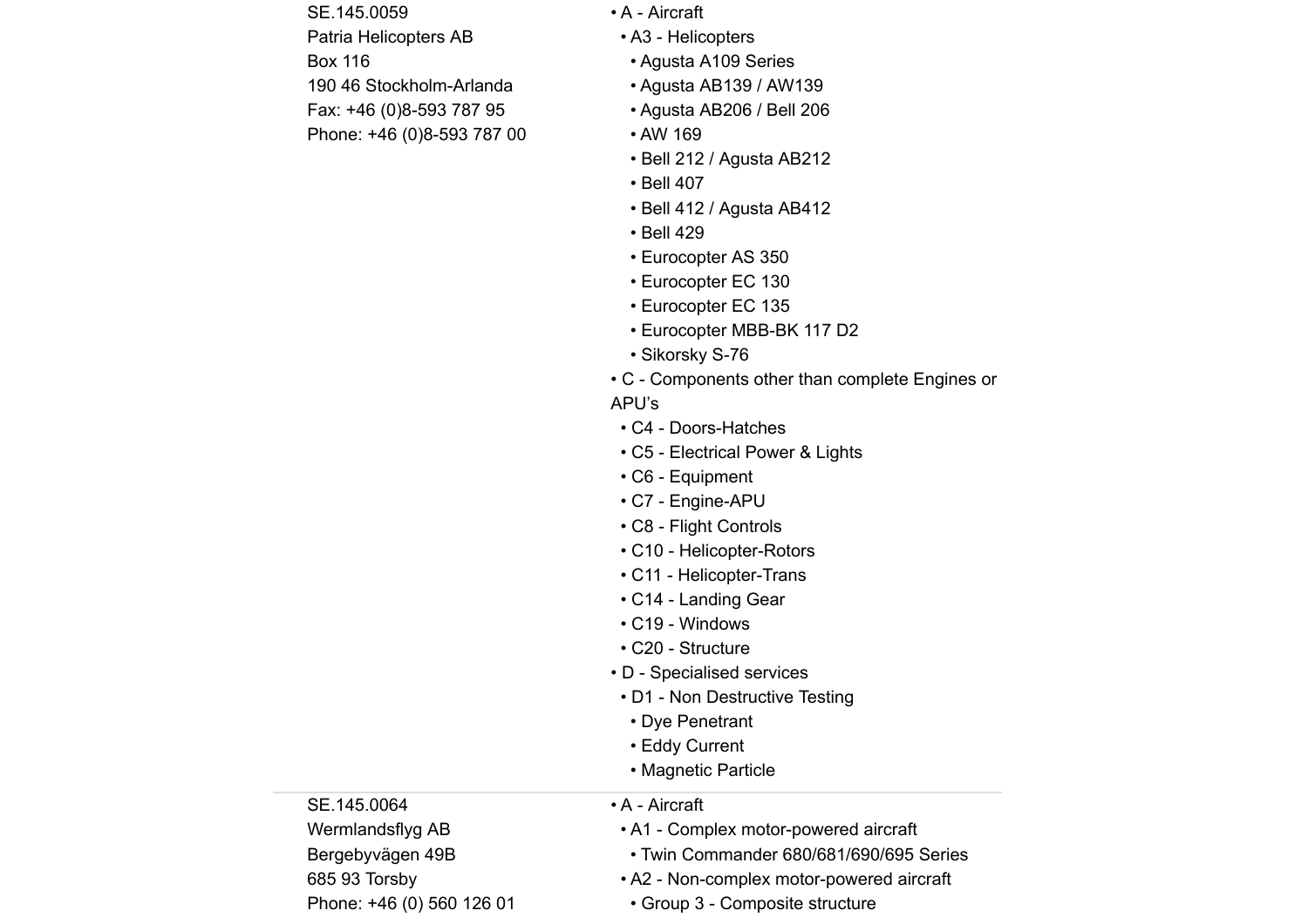| | |
|---|---|
| SE.145.0059<br>Patria Helicopters AB<br>Box 116<br>190 46 Stockholm-Arlanda<br>Fax: +46 (0)8-593 787 95<br>Phone: +46 (0)8-593 787 00 | • A - Aircraft<br>• A3 - Helicopters<br>• Agusta A109 Series<br>• Agusta AB139 / AW139<br>• Agusta AB206 / Bell 206<br>• AW 169<br>• Bell 212 / Agusta AB212<br>• Bell 407<br>• Bell 412 / Agusta AB412<br>• Bell 429<br>• Eurocopter AS 350<br>• Eurocopter EC 130<br>• Eurocopter EC 135<br>• Eurocopter MBB-BK 117 D2<br>• Sikorsky S-76<br>• C - Components other than complete Engines or APU's<br>• C4 - Doors-Hatches<br>• C5 - Electrical Power & Lights<br>• C6 - Equipment<br>• C7 - Engine-APU<br>• C8 - Flight Controls<br>• C10 - Helicopter-Rotors<br>• C11 - Helicopter-Trans<br>• C14 - Landing Gear<br>• C19 - Windows<br>• C20 - Structure<br>• D - Specialised services<br>• D1 - Non Destructive Testing<br>• Dye Penetrant<br>• Eddy Current<br>• Magnetic Particle |
| SE.145.0064<br>Wermlandsflyg AB<br>Bergebyvägen 49B<br>685 93 Torsby<br>Phone: +46 (0) 560 126 01 | • A - Aircraft<br>• A1 - Complex motor-powered aircraft<br>• Twin Commander 680/681/690/695 Series<br>• A2 - Non-complex motor-powered aircraft<br>• Group 3 - Composite structure |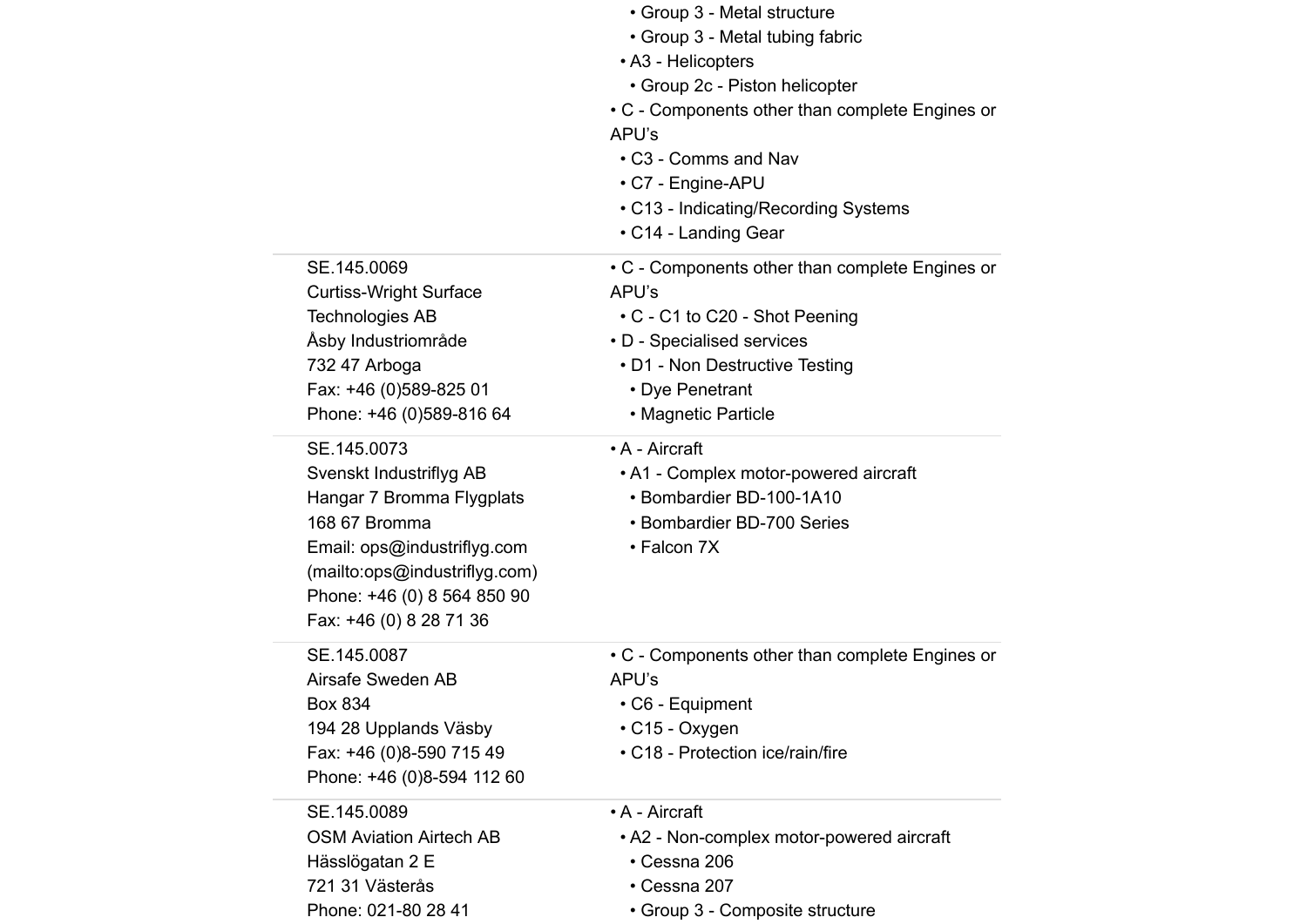| | |
|---|---|
| | • Group 3 - Metal structure<br>• Group 3 - Metal tubing fabric<br>• A3 - Helicopters<br>• Group 2c - Piston helicopter<br>• C - Components other than complete Engines or APU’s<br>• C3 - Comms and Nav<br>• C7 - Engine-APU<br>• C13 - Indicating/Recording Systems<br>• C14 - Landing Gear |
| SE.145.0069<br>Curtiss-Wright Surface Technologies AB<br>Åsby Industriområde<br>732 47 Arboga<br>Fax: +46 (0)589-825 01<br>Phone: +46 (0)589-816 64 | • C - Components other than complete Engines or APU’s<br>• C - C1 to C20 - Shot Peening<br>• D - Specialised services<br>• D1 - Non Destructive Testing<br>• Dye Penetrant<br>• Magnetic Particle |
| SE.145.0073<br>Svenskt Industriflyg AB<br>Hangar 7 Bromma Flygplats<br>168 67 Bromma<br>Email: ops@industriflyg.com (mailto:ops@industriflyg.com)<br>Phone: +46 (0) 8 564 850 90<br>Fax: +46 (0) 8 28 71 36 | • A - Aircraft<br>• A1 - Complex motor-powered aircraft<br>• Bombardier BD-100-1A10<br>• Bombardier BD-700 Series<br>• Falcon 7X |
| SE.145.0087<br>Airsafe Sweden AB<br>Box 834<br>194 28 Upplands Väsby<br>Fax: +46 (0)8-590 715 49<br>Phone: +46 (0)8-594 112 60 | • C - Components other than complete Engines or APU’s<br>• C6 - Equipment<br>• C15 - Oxygen<br>• C18 - Protection ice/rain/fire |
| SE.145.0089<br>OSM Aviation Airtech AB<br>Hässlögatan 2 E<br>721 31 Västerås<br>Phone: 021-80 28 41 | • A - Aircraft<br>• A2 - Non-complex motor-powered aircraft<br>• Cessna 206<br>• Cessna 207<br>• Group 3 - Composite structure |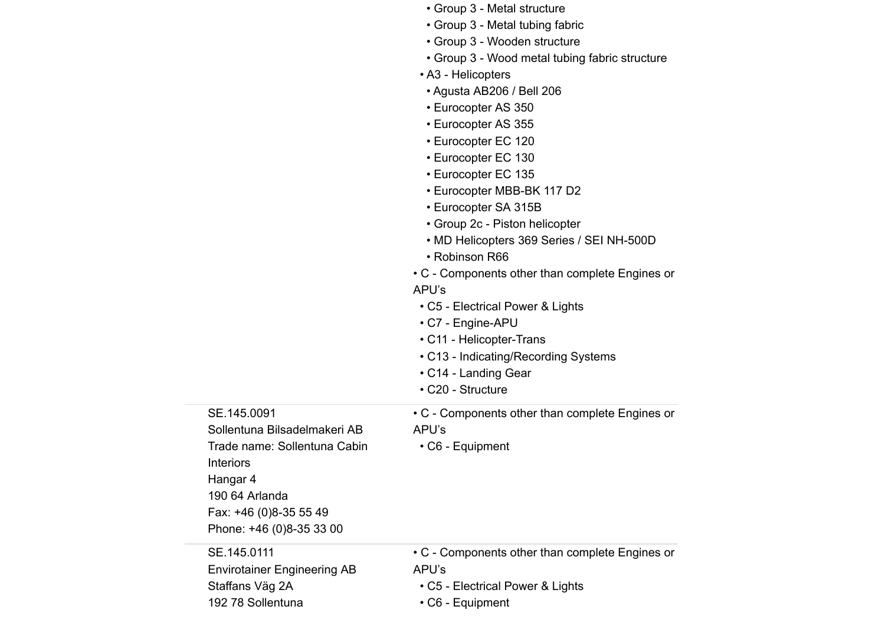| | |
|---|---|
| | • Group 3 - Metal structure<br>• Group 3 - Metal tubing fabric<br>• Group 3 - Wooden structure<br>• Group 3 - Wood metal tubing fabric structure<br>• A3 - Helicopters<br>• Agusta AB206 / Bell 206<br>• Eurocopter AS 350<br>• Eurocopter AS 355<br>• Eurocopter EC 120<br>• Eurocopter EC 130<br>• Eurocopter EC 135<br>• Eurocopter MBB-BK 117 D2<br>• Eurocopter SA 315B<br>• Group 2c - Piston helicopter<br>• MD Helicopters 369 Series / SEI NH-500D<br>• Robinson R66<br>• C - Components other than complete Engines or APU's<br>• C5 - Electrical Power & Lights<br>• C7 - Engine-APU<br>• C11 - Helicopter-Trans<br>• C13 - Indicating/Recording Systems<br>• C14 - Landing Gear<br>• C20 - Structure |
| SE.145.0091<br>Sollentuna Bilsadelmakeri AB<br>Trade name: Sollentuna Cabin Interiors<br>Hangar 4<br>190 64 Arlanda<br>Fax: +46 (0)8-35 55 49<br>Phone: +46 (0)8-35 33 00 | • C - Components other than complete Engines or APU's<br>• C6 - Equipment |
| SE.145.0111<br>Envirotainer Engineering AB<br>Staffans Väg 2A<br>192 78 Sollentuna | • C - Components other than complete Engines or APU's<br>• C5 - Electrical Power & Lights<br>• C6 - Equipment |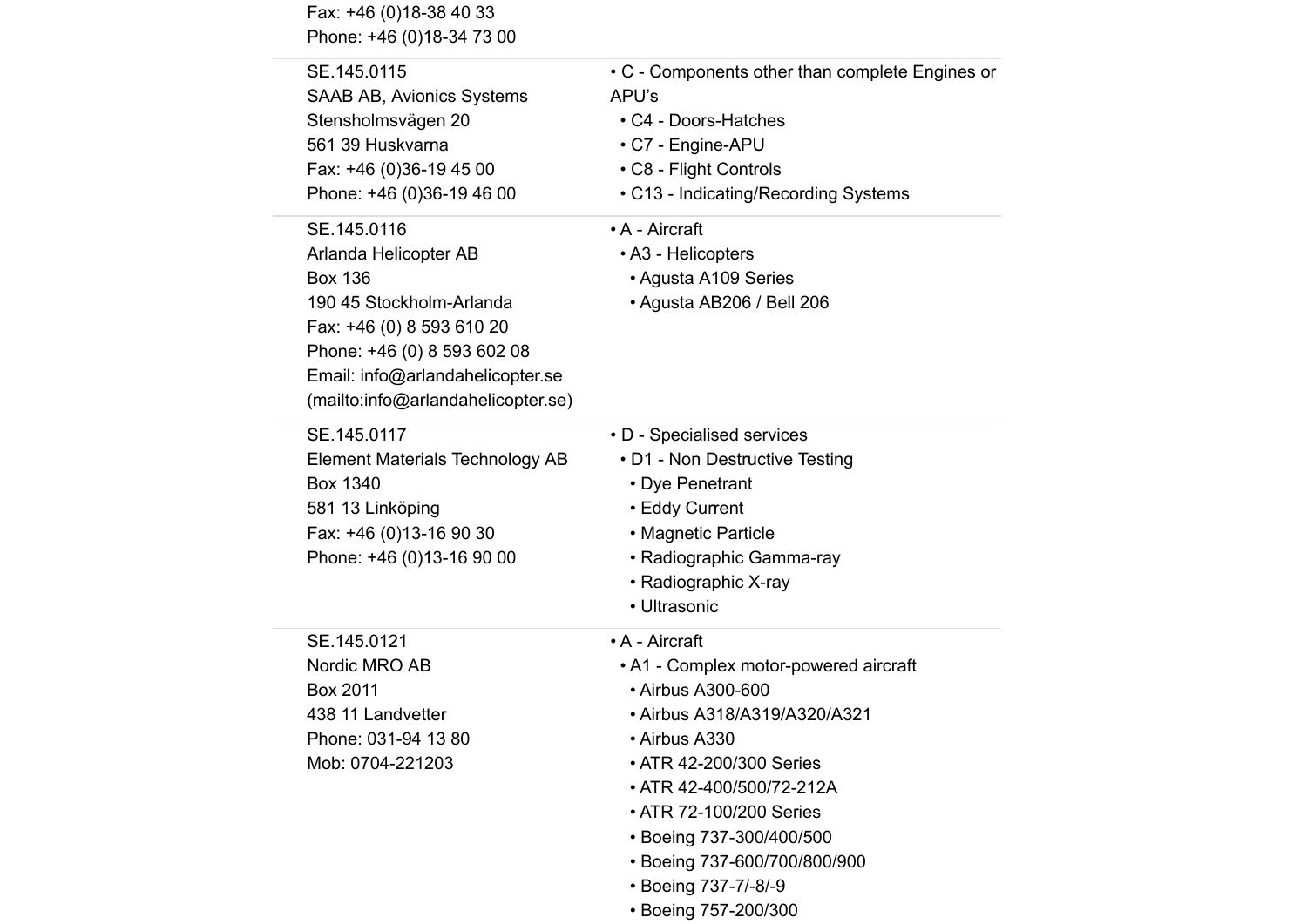| | |
|---|---|
| Fax: +46 (0)18-38 40 33<br>Phone: +46 (0)18-34 73 00 | |
| SE.145.0115<br>SAAB AB, Avionics Systems<br>Stensholmsvägen 20<br>561 39 Huskvarna<br>Fax: +46 (0)36-19 45 00<br>Phone: +46 (0)36-19 46 00 | • C - Components other than complete Engines or APU's<br>• C4 - Doors-Hatches<br>• C7 - Engine-APU<br>• C8 - Flight Controls<br>• C13 - Indicating/Recording Systems |
| SE.145.0116<br>Arlanda Helicopter AB<br>Box 136<br>190 45 Stockholm-Arlanda<br>Fax: +46 (0) 8 593 610 20<br>Phone: +46 (0) 8 593 602 08<br>Email: info@arlandahelicopter.se (mailto:info@arlandahelicopter.se) | • A - Aircraft<br>• A3 - Helicopters<br>• Agusta A109 Series<br>• Agusta AB206 / Bell 206 |
| SE.145.0117<br>Element Materials Technology AB<br>Box 1340<br>581 13 Linköping<br>Fax: +46 (0)13-16 90 30<br>Phone: +46 (0)13-16 90 00 | • D - Specialised services<br>• D1 - Non Destructive Testing<br>• Dye Penetrant<br>• Eddy Current<br>• Magnetic Particle<br>• Radiographic Gamma-ray<br>• Radiographic X-ray<br>• Ultrasonic |
| SE.145.0121<br>Nordic MRO AB<br>Box 2011<br>438 11 Landvetter<br>Phone: 031-94 13 80<br>Mob: 0704-221203 | • A - Aircraft<br>• A1 - Complex motor-powered aircraft<br>• Airbus A300-600<br>• Airbus A318/A319/A320/A321<br>• Airbus A330<br>• ATR 42-200/300 Series<br>• ATR 42-400/500/72-212A<br>• ATR 72-100/200 Series<br>• Boeing 737-300/400/500<br>• Boeing 737-600/700/800/900<br>• Boeing 737-7/-8/-9<br>• Boeing 757-200/300 |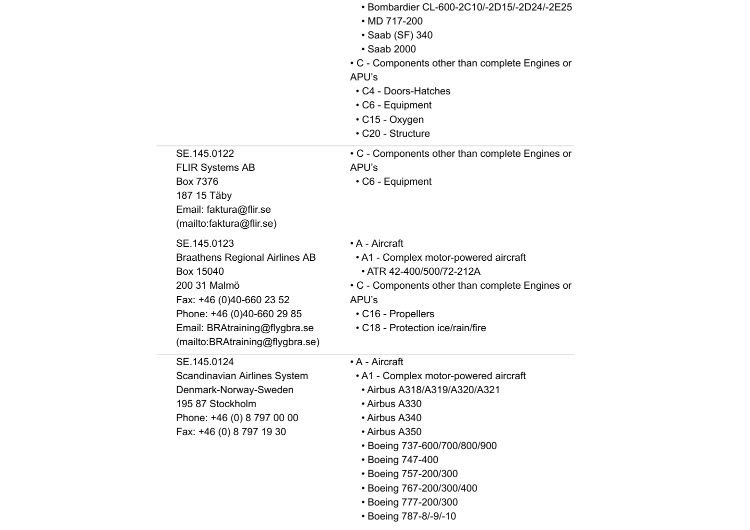| | |
|---|---|
| | • Bombardier CL-600-2C10/-2D15/-2D24/-2E25<br>• MD 717-200<br>• Saab (SF) 340<br>• Saab 2000<br>• C - Components other than complete Engines or APU's<br>• C4 - Doors-Hatches<br>• C6 - Equipment<br>• C15 - Oxygen<br>• C20 - Structure |
| SE.145.0122<br>FLIR Systems AB<br>Box 7376<br>187 15 Täby<br>Email: faktura@flir.se<br>(mailto:faktura@flir.se) | • C - Components other than complete Engines or APU's<br>• C6 - Equipment |
| SE.145.0123<br>Braathens Regional Airlines AB<br>Box 15040<br>200 31 Malmö<br>Fax: +46 (0)40-660 23 52<br>Phone: +46 (0)40-660 29 85<br>Email: BRAtraining@flygbra.se<br>(mailto:BRAtraining@flygbra.se) | • A - Aircraft<br>• A1 - Complex motor-powered aircraft<br>• ATR 42-400/500/72-212A<br>• C - Components other than complete Engines or APU's<br>• C16 - Propellers<br>• C18 - Protection ice/rain/fire |
| SE.145.0124<br>Scandinavian Airlines System<br>Denmark-Norway-Sweden<br>195 87 Stockholm<br>Phone: +46 (0) 8 797 00 00<br>Fax: +46 (0) 8 797 19 30 | • A - Aircraft<br>• A1 - Complex motor-powered aircraft<br>• Airbus A318/A319/A320/A321<br>• Airbus A330<br>• Airbus A340<br>• Airbus A350<br>• Boeing 737-600/700/800/900<br>• Boeing 747-400<br>• Boeing 757-200/300<br>• Boeing 767-200/300/400<br>• Boeing 777-200/300<br>• Boeing 787-8/-9/-10 |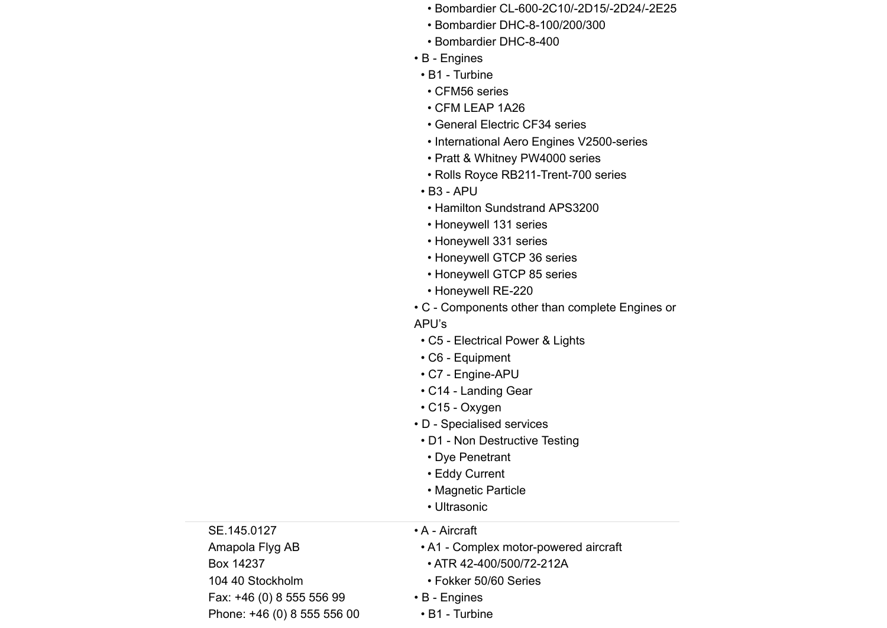| | |
|---|---|
| | • Bombardier CL-600-2C10/-2D15/-2D24/-2E25<br>• Bombardier DHC-8-100/200/300<br>• Bombardier DHC-8-400<br>• B - Engines<br>• B1 - Turbine<br>• CFM56 series<br>• CFM LEAP 1A26<br>• General Electric CF34 series<br>• International Aero Engines V2500-series<br>• Pratt & Whitney PW4000 series<br>• Rolls Royce RB211-Trent-700 series<br>• B3 - APU<br>• Hamilton Sundstrand APS3200<br>• Honeywell 131 series<br>• Honeywell 331 series<br>• Honeywell GTCP 36 series<br>• Honeywell GTCP 85 series<br>• Honeywell RE-220<br>• C - Components other than complete Engines or APU's<br>• C5 - Electrical Power & Lights<br>• C6 - Equipment<br>• C7 - Engine-APU<br>• C14 - Landing Gear<br>• C15 - Oxygen<br>• D - Specialised services<br>• D1 - Non Destructive Testing<br>• Dye Penetrant<br>• Eddy Current<br>• Magnetic Particle<br>• Ultrasonic |
| SE.145.0127<br>Amapola Flyg AB<br>Box 14237<br>104 40 Stockholm<br>Fax: +46 (0) 8 555 556 99<br>Phone: +46 (0) 8 555 556 00 | • A - Aircraft<br>• A1 - Complex motor-powered aircraft<br>• ATR 42-400/500/72-212A<br>• Fokker 50/60 Series<br>• B - Engines<br>• B1 - Turbine |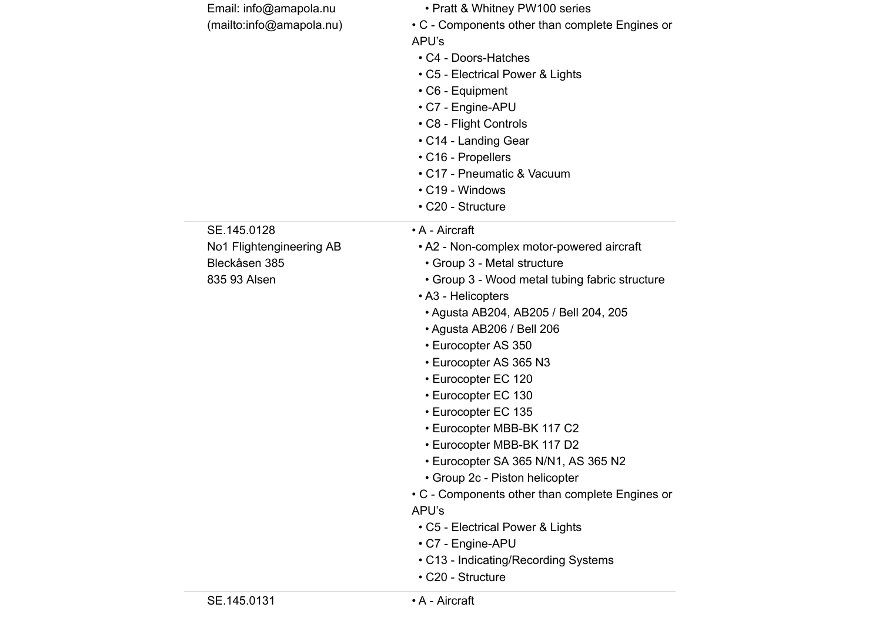| | |
|---|---|
| Email: info@amapola.nu (mailto:info@amapola.nu) | • Pratt & Whitney PW100 series<br>• C - Components other than complete Engines or APU's<br>• C4 - Doors-Hatches<br>• C5 - Electrical Power & Lights<br>• C6 - Equipment<br>• C7 - Engine-APU<br>• C8 - Flight Controls<br>• C14 - Landing Gear<br>• C16 - Propellers<br>• C17 - Pneumatic & Vacuum<br>• C19 - Windows<br>• C20 - Structure |
| SE.145.0128<br>No1 Flightengineering AB<br>Bleckåsen 385<br>835 93 Alsen | • A - Aircraft<br>• A2 - Non-complex motor-powered aircraft<br>• Group 3 - Metal structure<br>• Group 3 - Wood metal tubing fabric structure<br>• A3 - Helicopters<br>• Agusta AB204, AB205 / Bell 204, 205<br>• Agusta AB206 / Bell 206<br>• Eurocopter AS 350<br>• Eurocopter AS 365 N3<br>• Eurocopter EC 120<br>• Eurocopter EC 130<br>• Eurocopter EC 135<br>• Eurocopter MBB-BK 117 C2<br>• Eurocopter MBB-BK 117 D2<br>• Eurocopter SA 365 N/N1, AS 365 N2<br>• Group 2c - Piston helicopter<br>• C - Components other than complete Engines or APU's<br>• C5 - Electrical Power & Lights<br>• C7 - Engine-APU<br>• C13 - Indicating/Recording Systems<br>• C20 - Structure |
| SE.145.0131 | • A - Aircraft |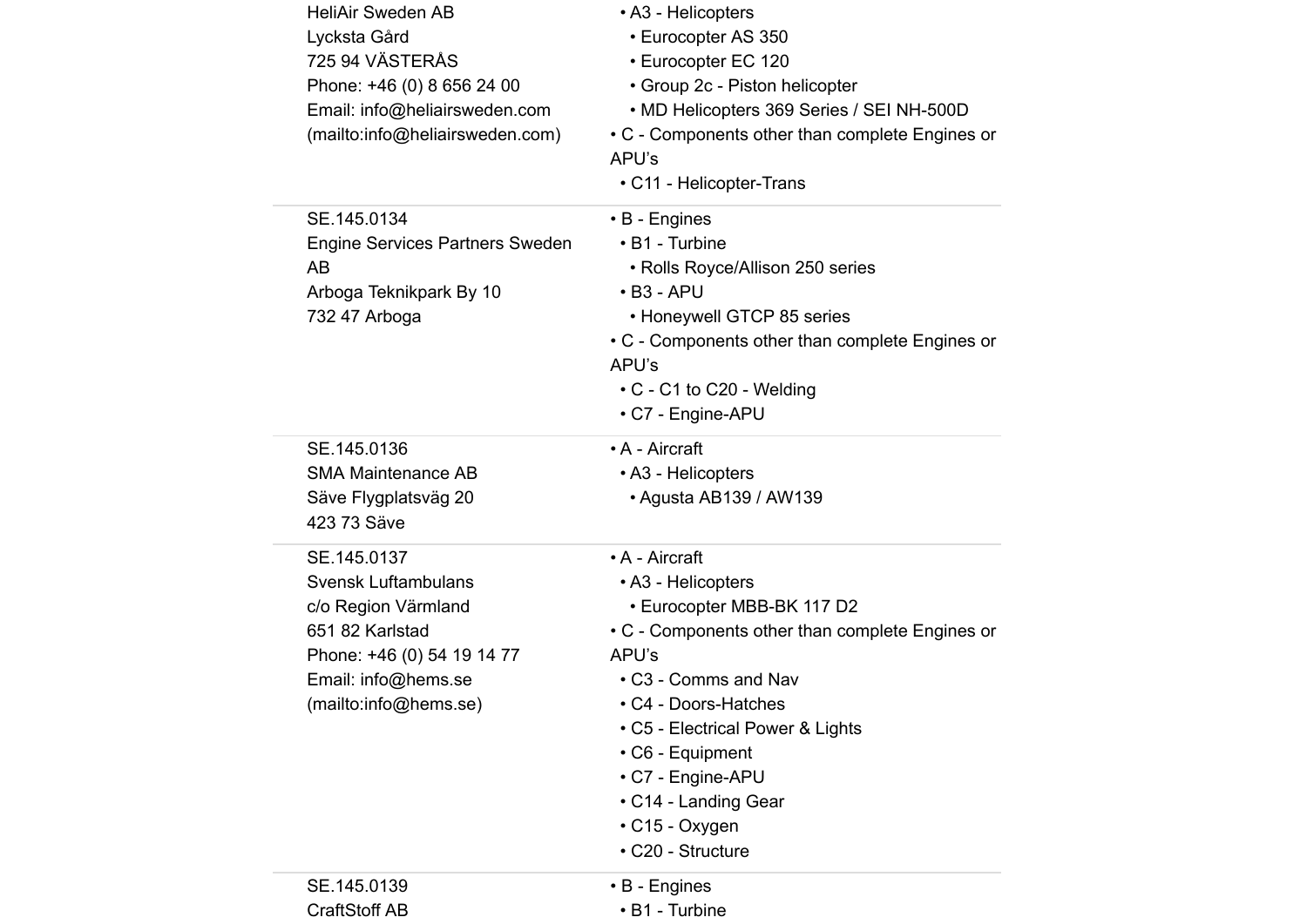| | |
|---|---|
| HeliAir Sweden AB<br>Lycksta Gård<br>725 94 VÄSTERÅS<br>Phone: +46 (0) 8 656 24 00<br>Email: info@heliairsweden.com (mailto:info@heliairsweden.com) | • A3 - Helicopters<br>• Eurocopter AS 350<br>• Eurocopter EC 120<br>• Group 2c - Piston helicopter<br>• MD Helicopters 369 Series / SEI NH-500D<br>• C - Components other than complete Engines or APU's<br>• C11 - Helicopter-Trans |
| SE.145.0134<br>Engine Services Partners Sweden AB<br>Arboga Teknikpark By 10<br>732 47 Arboga | • B - Engines<br>• B1 - Turbine<br>• Rolls Royce/Allison 250 series<br>• B3 - APU<br>• Honeywell GTCP 85 series<br>• C - Components other than complete Engines or APU's<br>• C - C1 to C20 - Welding<br>• C7 - Engine-APU |
| SE.145.0136<br>SMA Maintenance AB<br>Säve Flygplatsväg 20<br>423 73 Säve | • A - Aircraft<br>• A3 - Helicopters<br>• Agusta AB139 / AW139 |
| SE.145.0137<br>Svensk Luftambulans<br>c/o Region Värmland<br>651 82 Karlstad<br>Phone: +46 (0) 54 19 14 77<br>Email: info@hems.se (mailto:info@hems.se) | • A - Aircraft<br>• A3 - Helicopters<br>• Eurocopter MBB-BK 117 D2<br>• C - Components other than complete Engines or APU's<br>• C3 - Comms and Nav<br>• C4 - Doors-Hatches<br>• C5 - Electrical Power & Lights<br>• C6 - Equipment<br>• C7 - Engine-APU<br>• C14 - Landing Gear<br>• C15 - Oxygen<br>• C20 - Structure |
| SE.145.0139<br>CraftStoff AB | • B - Engines<br>• B1 - Turbine |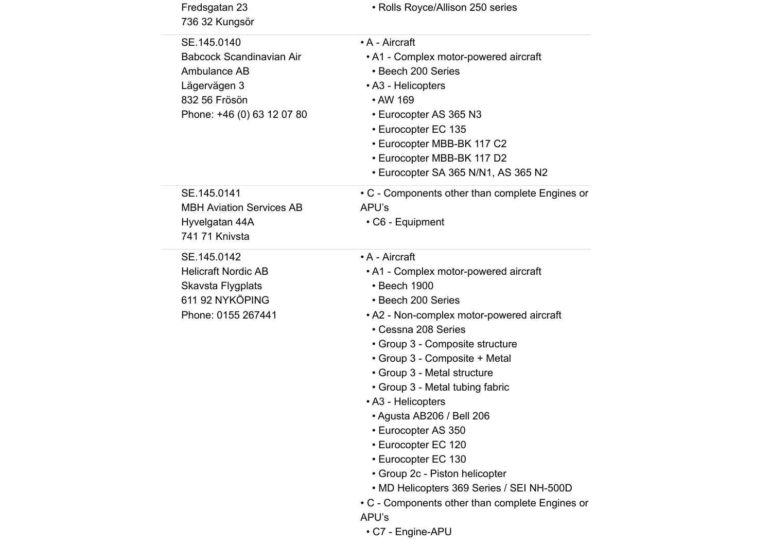| | |
|---|---|
| Fredsgatan 23<br>736 32 Kungsör | • Rolls Royce/Allison 250 series |
| SE.145.0140<br>Babcock Scandinavian Air Ambulance AB<br>Lägervägen 3<br>832 56 Frösön<br>Phone: +46 (0) 63 12 07 80 | • A - Aircraft<br>• A1 - Complex motor-powered aircraft<br>• Beech 200 Series<br>• A3 - Helicopters<br>• AW 169<br>• Eurocopter AS 365 N3<br>• Eurocopter EC 135<br>• Eurocopter MBB-BK 117 C2<br>• Eurocopter MBB-BK 117 D2<br>• Eurocopter SA 365 N/N1, AS 365 N2 |
| SE.145.0141<br>MBH Aviation Services AB<br>Hyvelgatan 44A<br>741 71 Knivsta | • C - Components other than complete Engines or APU's<br>• C6 - Equipment |
| SE.145.0142<br>Helicraft Nordic AB<br>Skavsta Flygplats<br>611 92 NYKÖPING<br>Phone: 0155 267441 | • A - Aircraft<br>• A1 - Complex motor-powered aircraft<br>• Beech 1900<br>• Beech 200 Series<br>• A2 - Non-complex motor-powered aircraft<br>• Cessna 208 Series<br>• Group 3 - Composite structure<br>• Group 3 - Composite + Metal<br>• Group 3 - Metal structure<br>• Group 3 - Metal tubing fabric<br>• A3 - Helicopters<br>• Agusta AB206 / Bell 206<br>• Eurocopter AS 350<br>• Eurocopter EC 120<br>• Eurocopter EC 130<br>• Group 2c - Piston helicopter<br>• MD Helicopters 369 Series / SEI NH-500D<br>• C - Components other than complete Engines or APU's<br>• C7 - Engine-APU |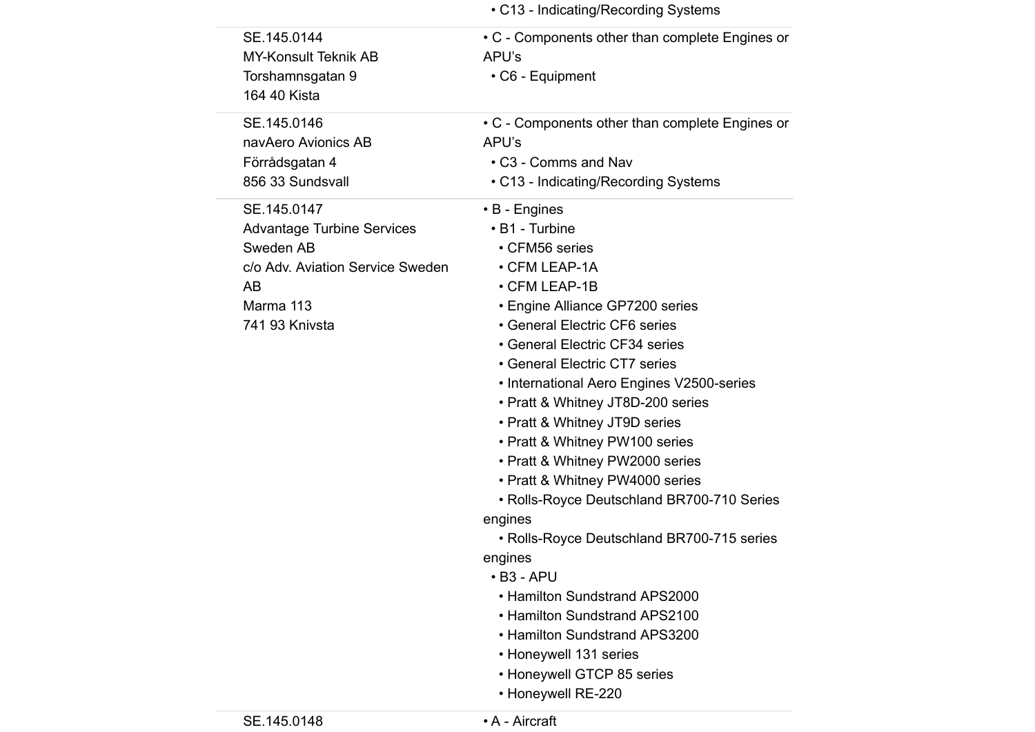| | |
|---|---|
| | • C13 - Indicating/Recording Systems |
| SE.145.0144<br>MY-Konsult Teknik AB<br>Torshamnsgatan 9<br>164 40 Kista | • C - Components other than complete Engines or APU's<br>• C6 - Equipment |
| SE.145.0146<br>navAero Avionics AB<br>Förrådsgatan 4<br>856 33 Sundsvall | • C - Components other than complete Engines or APU's<br>• C3 - Comms and Nav<br>• C13 - Indicating/Recording Systems |
| SE.145.0147<br>Advantage Turbine Services Sweden AB<br>c/o Adv. Aviation Service Sweden AB<br>Marma 113<br>741 93 Knivsta | • B - Engines<br>• B1 - Turbine<br>• CFM56 series<br>• CFM LEAP-1A<br>• CFM LEAP-1B<br>• Engine Alliance GP7200 series<br>• General Electric CF6 series<br>• General Electric CF34 series<br>• General Electric CT7 series<br>• International Aero Engines V2500-series<br>• Pratt & Whitney JT8D-200 series<br>• Pratt & Whitney JT9D series<br>• Pratt & Whitney PW100 series<br>• Pratt & Whitney PW2000 series<br>• Pratt & Whitney PW4000 series<br>• Rolls-Royce Deutschland BR700-710 Series engines<br>• Rolls-Royce Deutschland BR700-715 series engines<br>• B3 - APU<br>• Hamilton Sundstrand APS2000<br>• Hamilton Sundstrand APS2100<br>• Hamilton Sundstrand APS3200<br>• Honeywell 131 series<br>• Honeywell GTCP 85 series<br>• Honeywell RE-220 |
| SE.145.0148 | • A - Aircraft |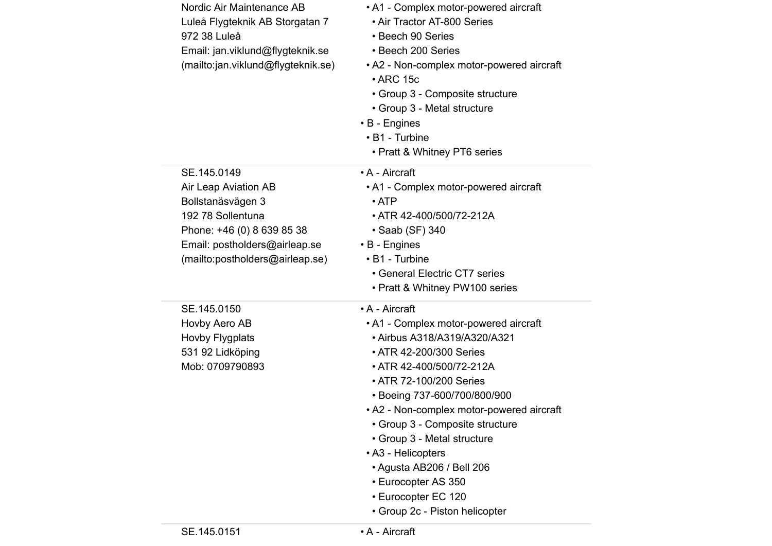| | |
|---|---|
| Nordic Air Maintenance AB<br>Luleå Flygteknik AB Storgatan 7<br>972 38 Luleå<br>Email: jan.viklund@flygteknik.se<br>(mailto:jan.viklund@flygteknik.se) | • A1 - Complex motor-powered aircraft<br>• Air Tractor AT-800 Series<br>• Beech 90 Series<br>• Beech 200 Series<br>• A2 - Non-complex motor-powered aircraft<br>• ARC 15c<br>• Group 3 - Composite structure<br>• Group 3 - Metal structure<br>• B - Engines<br>• B1 - Turbine<br>• Pratt & Whitney PT6 series |
| SE.145.0149<br>Air Leap Aviation AB<br>Bollstanäsvägen 3<br>192 78 Sollentuna<br>Phone: +46 (0) 8 639 85 38<br>Email: postholders@airleap.se<br>(mailto:postholders@airleap.se) | • A - Aircraft<br>• A1 - Complex motor-powered aircraft<br>• ATP<br>• ATR 42-400/500/72-212A<br>• Saab (SF) 340<br>• B - Engines<br>• B1 - Turbine<br>• General Electric CT7 series<br>• Pratt & Whitney PW100 series |
| SE.145.0150<br>Hovby Aero AB<br>Hovby Flygplats<br>531 92 Lidköping<br>Mob: 0709790893 | • A - Aircraft<br>• A1 - Complex motor-powered aircraft<br>• Airbus A318/A319/A320/A321<br>• ATR 42-200/300 Series<br>• ATR 42-400/500/72-212A<br>• ATR 72-100/200 Series<br>• Boeing 737-600/700/800/900<br>• A2 - Non-complex motor-powered aircraft<br>• Group 3 - Composite structure<br>• Group 3 - Metal structure<br>• A3 - Helicopters<br>• Agusta AB206 / Bell 206<br>• Eurocopter AS 350<br>• Eurocopter EC 120<br>• Group 2c - Piston helicopter |
| SE.145.0151 | • A - Aircraft |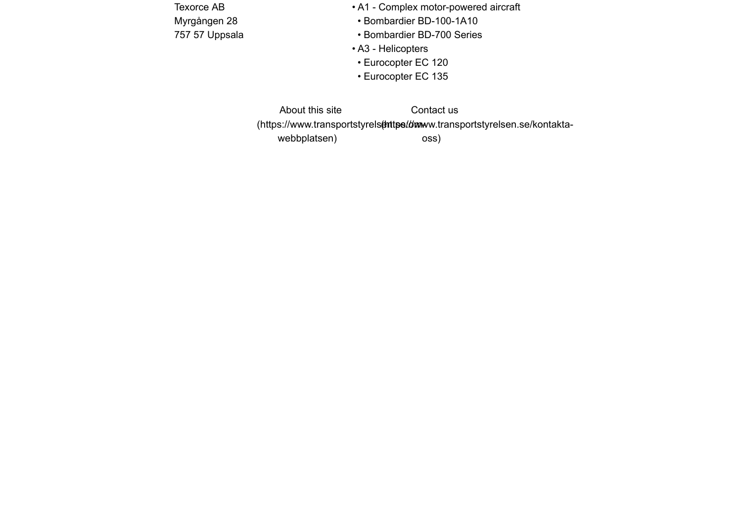Texorce AB
Myrgången 28
757 57 Uppsala

- A1 - Complex motor-powered aircraft
  - Bombardier BD-100-1A10
  - Bombardier BD-700 Series
- A3 - Helicopters
  - Eurocopter EC 120
  - Eurocopter EC 135

About this site (https://www.transportstyrelsen.se/om-webbplatsen)

Contact us (https://www.transportstyrelsen.se/kontakta-oss)